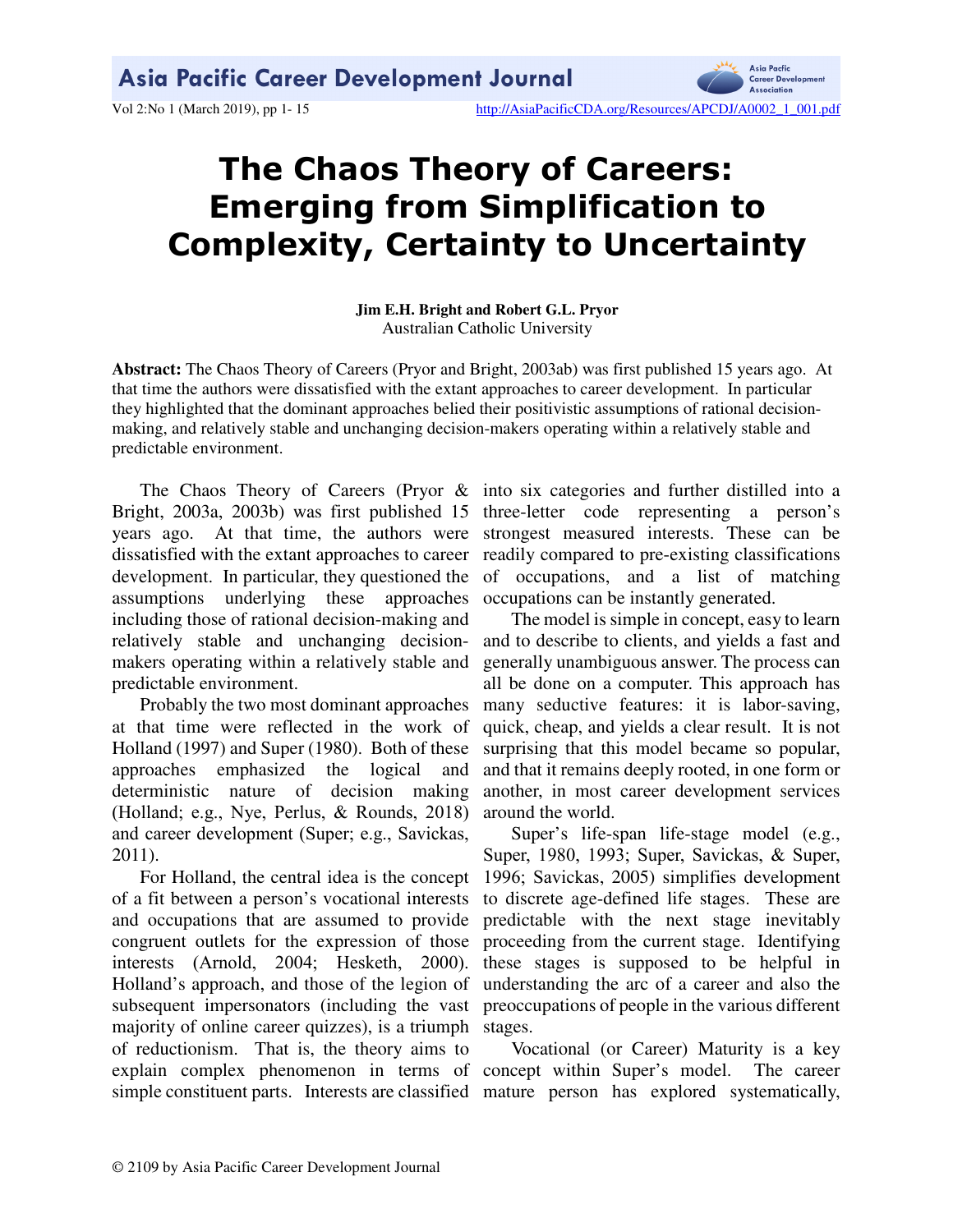# The Chaos Theory of Careers: Emerging from Simplification to Complexity, Certainty to Uncertainty

**Jim E.H. Bright and Robert G.L. Pryor**
Australian Catholic University

**Abstract:** The Chaos Theory of Careers (Pryor and Bright, 2003ab) was first published 15 years ago. At that time the authors were dissatisfied with the extant approaches to career development. In particular they highlighted that the dominant approaches belied their positivistic assumptions of rational decision-making, and relatively stable and unchanging decision-makers operating within a relatively stable and predictable environment.

The Chaos Theory of Careers (Pryor & Bright, 2003a, 2003b) was first published 15 years ago. At that time, the authors were dissatisfied with the extant approaches to career development. In particular, they questioned the assumptions underlying these approaches including those of rational decision-making and relatively stable and unchanging decision-makers operating within a relatively stable and predictable environment.

Probably the two most dominant approaches at that time were reflected in the work of Holland (1997) and Super (1980). Both of these approaches emphasized the logical and deterministic nature of decision making (Holland; e.g., Nye, Perlus, & Rounds, 2018) and career development (Super; e.g., Savickas, 2011).

For Holland, the central idea is the concept of a fit between a person's vocational interests and occupations that are assumed to provide congruent outlets for the expression of those interests (Arnold, 2004; Hesketh, 2000). Holland's approach, and those of the legion of subsequent impersonators (including the vast majority of online career quizzes), is a triumph of reductionism. That is, the theory aims to explain complex phenomenon in terms of simple constituent parts. Interests are classified into six categories and further distilled into a three-letter code representing a person's strongest measured interests. These can be readily compared to pre-existing classifications of occupations, and a list of matching occupations can be instantly generated.

The model is simple in concept, easy to learn and to describe to clients, and yields a fast and generally unambiguous answer. The process can all be done on a computer. This approach has many seductive features: it is labor-saving, quick, cheap, and yields a clear result. It is not surprising that this model became so popular, and that it remains deeply rooted, in one form or another, in most career development services around the world.

Super's life-span life-stage model (e.g., Super, 1980, 1993; Super, Savickas, & Super, 1996; Savickas, 2005) simplifies development to discrete age-defined life stages. These are predictable with the next stage inevitably proceeding from the current stage. Identifying these stages is supposed to be helpful in understanding the arc of a career and also the preoccupations of people in the various different stages.

Vocational (or Career) Maturity is a key concept within Super's model. The career mature person has explored systematically,

© 2109 by Asia Pacific Career Development Journal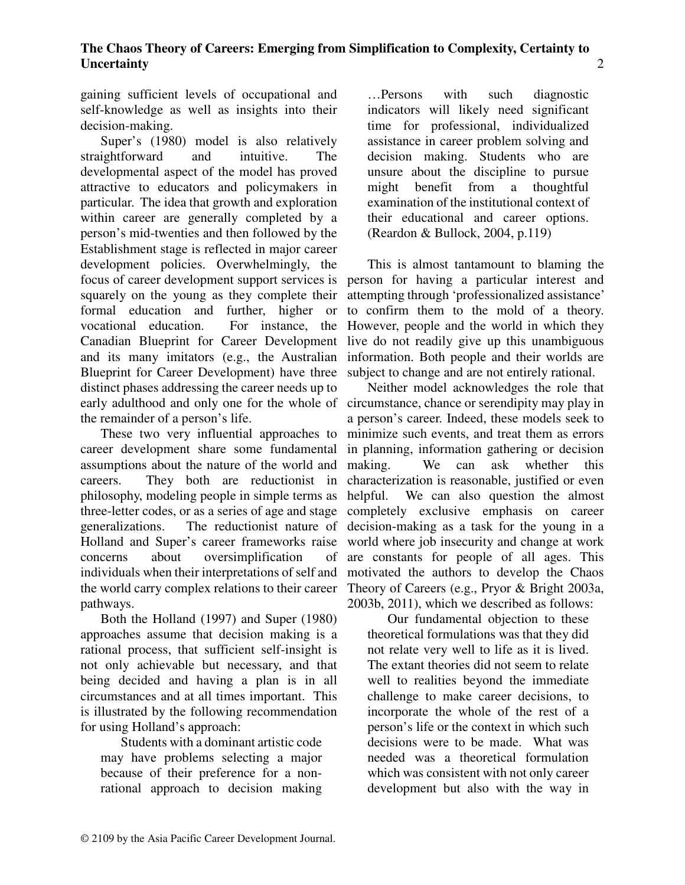gaining sufficient levels of occupational and self-knowledge as well as insights into their decision-making.

Super's (1980) model is also relatively straightforward and intuitive. The developmental aspect of the model has proved attractive to educators and policymakers in particular. The idea that growth and exploration within career are generally completed by a person's mid-twenties and then followed by the Establishment stage is reflected in major career development policies. Overwhelmingly, the focus of career development support services is squarely on the young as they complete their formal education and further, higher or vocational education. For instance, the Canadian Blueprint for Career Development and its many imitators (e.g., the Australian Blueprint for Career Development) have three distinct phases addressing the career needs up to early adulthood and only one for the whole of the remainder of a person's life.

These two very influential approaches to career development share some fundamental assumptions about the nature of the world and careers. They both are reductionist in philosophy, modeling people in simple terms as three-letter codes, or as a series of age and stage generalizations. The reductionist nature of Holland and Super's career frameworks raise concerns about oversimplification of individuals when their interpretations of self and the world carry complex relations to their career pathways.

Both the Holland (1997) and Super (1980) approaches assume that decision making is a rational process, that sufficient self-insight is not only achievable but necessary, and that being decided and having a plan is in all circumstances and at all times important. This is illustrated by the following recommendation for using Holland's approach:

> Students with a dominant artistic code may have problems selecting a major because of their preference for a non-rational approach to decision making …Persons with such diagnostic indicators will likely need significant time for professional, individualized assistance in career problem solving and decision making. Students who are unsure about the discipline to pursue might benefit from a thoughtful examination of the institutional context of their educational and career options. (Reardon & Bullock, 2004, p.119)

This is almost tantamount to blaming the person for having a particular interest and attempting through 'professionalized assistance' to confirm them to the mold of a theory. However, people and the world in which they live do not readily give up this unambiguous information. Both people and their worlds are subject to change and are not entirely rational.

Neither model acknowledges the role that circumstance, chance or serendipity may play in a person's career. Indeed, these models seek to minimize such events, and treat them as errors in planning, information gathering or decision making. We can ask whether this characterization is reasonable, justified or even helpful. We can also question the almost completely exclusive emphasis on career decision-making as a task for the young in a world where job insecurity and change at work are constants for people of all ages. This motivated the authors to develop the Chaos Theory of Careers (e.g., Pryor & Bright 2003a, 2003b, 2011), which we described as follows:

> Our fundamental objection to these theoretical formulations was that they did not relate very well to life as it is lived. The extant theories did not seem to relate well to realities beyond the immediate challenge to make career decisions, to incorporate the whole of the rest of a person's life or the context in which such decisions were to be made. What was needed was a theoretical formulation which was consistent with not only career development but also with the way in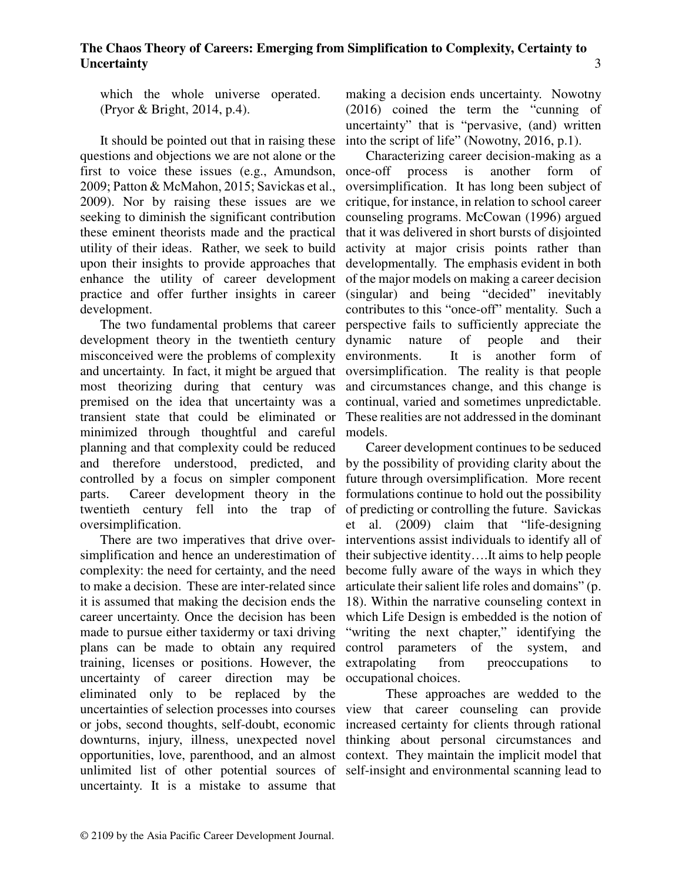which the whole universe operated. (Pryor & Bright, 2014, p.4).

It should be pointed out that in raising these questions and objections we are not alone or the first to voice these issues (e.g., Amundson, 2009; Patton & McMahon, 2015; Savickas et al., 2009). Nor by raising these issues are we seeking to diminish the significant contribution these eminent theorists made and the practical utility of their ideas. Rather, we seek to build upon their insights to provide approaches that enhance the utility of career development practice and offer further insights in career development.

The two fundamental problems that career development theory in the twentieth century misconceived were the problems of complexity and uncertainty. In fact, it might be argued that most theorizing during that century was premised on the idea that uncertainty was a transient state that could be eliminated or minimized through thoughtful and careful planning and that complexity could be reduced and therefore understood, predicted, and controlled by a focus on simpler component parts. Career development theory in the twentieth century fell into the trap of oversimplification.

There are two imperatives that drive over-simplification and hence an underestimation of complexity: the need for certainty, and the need to make a decision. These are inter-related since it is assumed that making the decision ends the career uncertainty. Once the decision has been made to pursue either taxidermy or taxi driving plans can be made to obtain any required training, licenses or positions. However, the uncertainty of career direction may be eliminated only to be replaced by the uncertainties of selection processes into courses or jobs, second thoughts, self-doubt, economic downturns, injury, illness, unexpected novel opportunities, love, parenthood, and an almost unlimited list of other potential sources of uncertainty. It is a mistake to assume that making a decision ends uncertainty. Nowotny (2016) coined the term the "cunning of uncertainty" that is "pervasive, (and) written into the script of life" (Nowotny, 2016, p.1).

Characterizing career decision-making as a once-off process is another form of oversimplification. It has long been subject of critique, for instance, in relation to school career counseling programs. McCowan (1996) argued that it was delivered in short bursts of disjointed activity at major crisis points rather than developmentally. The emphasis evident in both of the major models on making a career decision (singular) and being "decided" inevitably contributes to this "once-off" mentality. Such a perspective fails to sufficiently appreciate the dynamic nature of people and their environments. It is another form of oversimplification. The reality is that people and circumstances change, and this change is continual, varied and sometimes unpredictable. These realities are not addressed in the dominant models.

Career development continues to be seduced by the possibility of providing clarity about the future through oversimplification. More recent formulations continue to hold out the possibility of predicting or controlling the future. Savickas et al. (2009) claim that "life-designing interventions assist individuals to identify all of their subjective identity….It aims to help people become fully aware of the ways in which they articulate their salient life roles and domains" (p. 18). Within the narrative counseling context in which Life Design is embedded is the notion of "writing the next chapter," identifying the control parameters of the system, and extrapolating from preoccupations to occupational choices.

These approaches are wedded to the view that career counseling can provide increased certainty for clients through rational thinking about personal circumstances and context. They maintain the implicit model that self-insight and environmental scanning lead to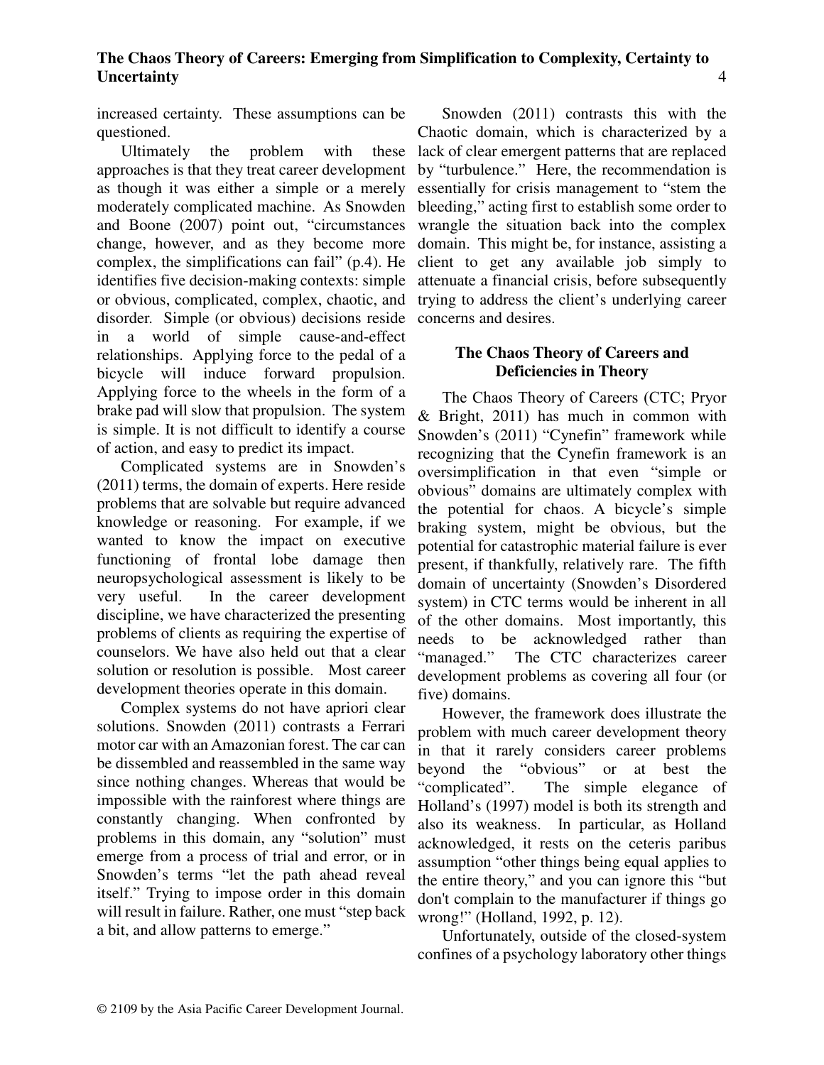increased certainty. These assumptions can be questioned.

Ultimately the problem with these approaches is that they treat career development as though it was either a simple or a merely moderately complicated machine. As Snowden and Boone (2007) point out, "circumstances change, however, and as they become more complex, the simplifications can fail" (p.4). He identifies five decision-making contexts: simple or obvious, complicated, complex, chaotic, and disorder. Simple (or obvious) decisions reside in a world of simple cause-and-effect relationships. Applying force to the pedal of a bicycle will induce forward propulsion. Applying force to the wheels in the form of a brake pad will slow that propulsion. The system is simple. It is not difficult to identify a course of action, and easy to predict its impact.

Complicated systems are in Snowden's (2011) terms, the domain of experts. Here reside problems that are solvable but require advanced knowledge or reasoning. For example, if we wanted to know the impact on executive functioning of frontal lobe damage then neuropsychological assessment is likely to be very useful. In the career development discipline, we have characterized the presenting problems of clients as requiring the expertise of counselors. We have also held out that a clear solution or resolution is possible. Most career development theories operate in this domain.

Complex systems do not have apriori clear solutions. Snowden (2011) contrasts a Ferrari motor car with an Amazonian forest. The car can be dissembled and reassembled in the same way since nothing changes. Whereas that would be impossible with the rainforest where things are constantly changing. When confronted by problems in this domain, any "solution" must emerge from a process of trial and error, or in Snowden's terms "let the path ahead reveal itself." Trying to impose order in this domain will result in failure. Rather, one must "step back a bit, and allow patterns to emerge."

Snowden (2011) contrasts this with the Chaotic domain, which is characterized by a lack of clear emergent patterns that are replaced by "turbulence." Here, the recommendation is essentially for crisis management to "stem the bleeding," acting first to establish some order to wrangle the situation back into the complex domain. This might be, for instance, assisting a client to get any available job simply to attenuate a financial crisis, before subsequently trying to address the client's underlying career concerns and desires.

## The Chaos Theory of Careers and Deficiencies in Theory

The Chaos Theory of Careers (CTC; Pryor & Bright, 2011) has much in common with Snowden's (2011) "Cynefin" framework while recognizing that the Cynefin framework is an oversimplification in that even "simple or obvious" domains are ultimately complex with the potential for chaos. A bicycle's simple braking system, might be obvious, but the potential for catastrophic material failure is ever present, if thankfully, relatively rare. The fifth domain of uncertainty (Snowden's Disordered system) in CTC terms would be inherent in all of the other domains. Most importantly, this needs to be acknowledged rather than "managed." The CTC characterizes career development problems as covering all four (or five) domains.

However, the framework does illustrate the problem with much career development theory in that it rarely considers career problems beyond the "obvious" or at best the "complicated". The simple elegance of Holland's (1997) model is both its strength and also its weakness. In particular, as Holland acknowledged, it rests on the ceteris paribus assumption "other things being equal applies to the entire theory," and you can ignore this "but don't complain to the manufacturer if things go wrong!" (Holland, 1992, p. 12).

Unfortunately, outside of the closed-system confines of a psychology laboratory other things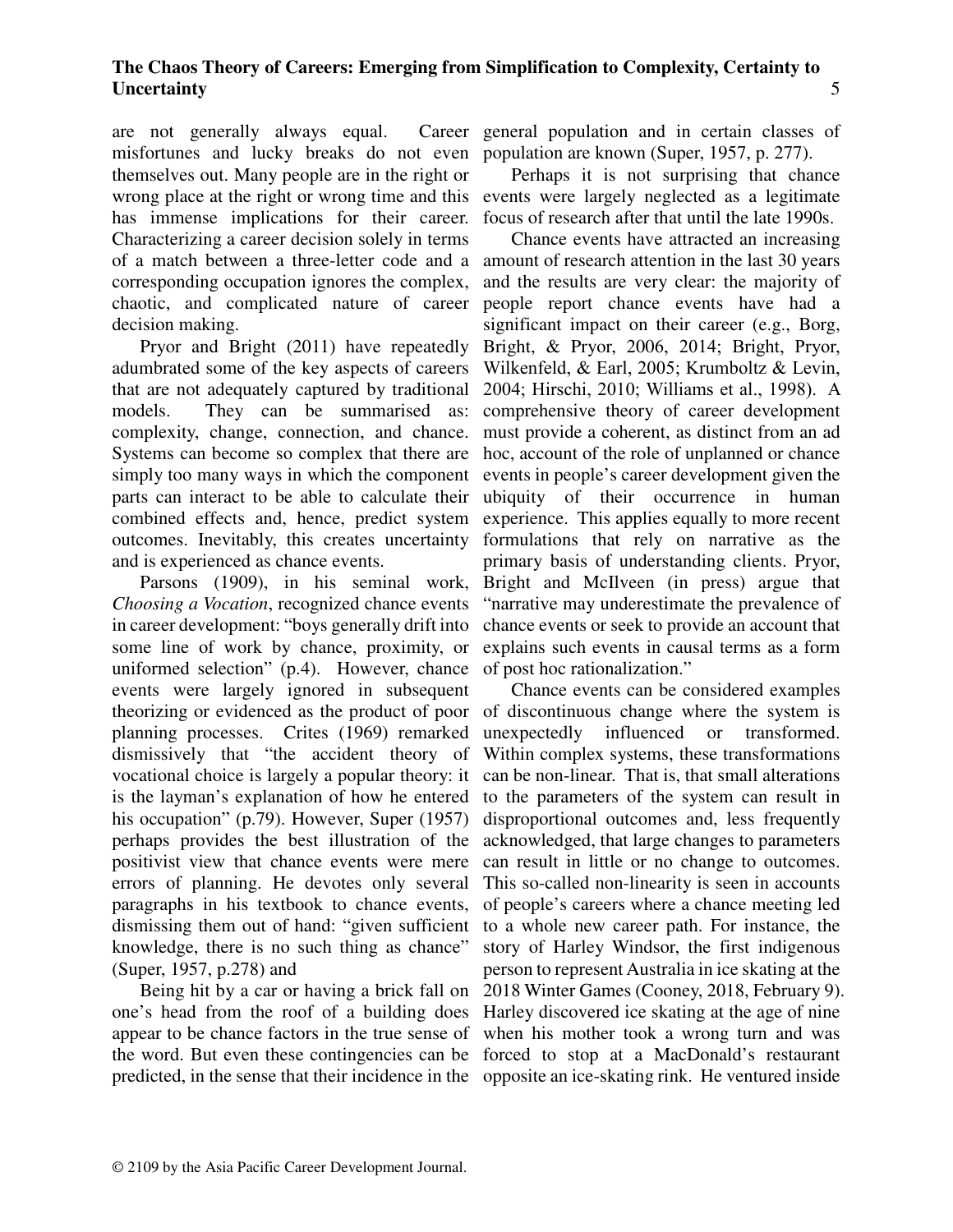are not generally always equal. Career misfortunes and lucky breaks do not even themselves out. Many people are in the right or wrong place at the right or wrong time and this has immense implications for their career. Characterizing a career decision solely in terms of a match between a three-letter code and a corresponding occupation ignores the complex, chaotic, and complicated nature of career decision making.

Pryor and Bright (2011) have repeatedly adumbrated some of the key aspects of careers that are not adequately captured by traditional models. They can be summarised as: complexity, change, connection, and chance. Systems can become so complex that there are simply too many ways in which the component parts can interact to be able to calculate their combined effects and, hence, predict system outcomes. Inevitably, this creates uncertainty and is experienced as chance events.

Parsons (1909), in his seminal work, *Choosing a Vocation*, recognized chance events in career development: "boys generally drift into some line of work by chance, proximity, or uniformed selection" (p.4). However, chance events were largely ignored in subsequent theorizing or evidenced as the product of poor planning processes. Crites (1969) remarked dismissively that "the accident theory of vocational choice is largely a popular theory: it is the layman's explanation of how he entered his occupation" (p.79). However, Super (1957) perhaps provides the best illustration of the positivist view that chance events were mere errors of planning. He devotes only several paragraphs in his textbook to chance events, dismissing them out of hand: "given sufficient knowledge, there is no such thing as chance" (Super, 1957, p.278) and

Being hit by a car or having a brick fall on one's head from the roof of a building does appear to be chance factors in the true sense of the word. But even these contingencies can be predicted, in the sense that their incidence in the general population and in certain classes of population are known (Super, 1957, p. 277).

Perhaps it is not surprising that chance events were largely neglected as a legitimate focus of research after that until the late 1990s.

Chance events have attracted an increasing amount of research attention in the last 30 years and the results are very clear: the majority of people report chance events have had a significant impact on their career (e.g., Borg, Bright, & Pryor, 2006, 2014; Bright, Pryor, Wilkenfeld, & Earl, 2005; Krumboltz & Levin, 2004; Hirschi, 2010; Williams et al., 1998). A comprehensive theory of career development must provide a coherent, as distinct from an ad hoc, account of the role of unplanned or chance events in people's career development given the ubiquity of their occurrence in human experience. This applies equally to more recent formulations that rely on narrative as the primary basis of understanding clients. Pryor, Bright and McIlveen (in press) argue that "narrative may underestimate the prevalence of chance events or seek to provide an account that explains such events in causal terms as a form of post hoc rationalization."

Chance events can be considered examples of discontinuous change where the system is unexpectedly influenced or transformed. Within complex systems, these transformations can be non-linear. That is, that small alterations to the parameters of the system can result in disproportional outcomes and, less frequently acknowledged, that large changes to parameters can result in little or no change to outcomes. This so-called non-linearity is seen in accounts of people's careers where a chance meeting led to a whole new career path. For instance, the story of Harley Windsor, the first indigenous person to represent Australia in ice skating at the 2018 Winter Games (Cooney, 2018, February 9). Harley discovered ice skating at the age of nine when his mother took a wrong turn and was forced to stop at a MacDonald's restaurant opposite an ice-skating rink. He ventured inside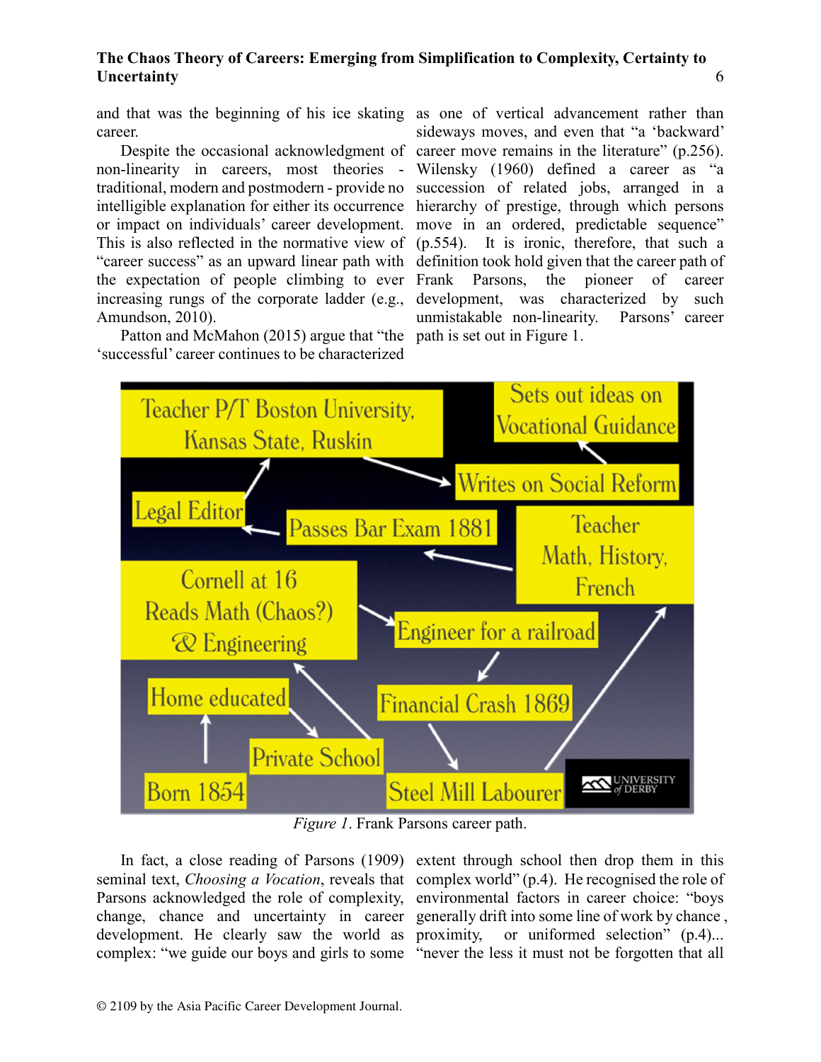and that was the beginning of his ice skating career.

Despite the occasional acknowledgment of non-linearity in careers, most theories - traditional, modern and postmodern - provide no intelligible explanation for either its occurrence or impact on individuals' career development. This is also reflected in the normative view of "career success" as an upward linear path with the expectation of people climbing to ever increasing rungs of the corporate ladder (e.g., Amundson, 2010).

Patton and McMahon (2015) argue that "the 'successful' career continues to be characterized as one of vertical advancement rather than sideways moves, and even that "a 'backward' career move remains in the literature" (p.256). Wilensky (1960) defined a career as "a succession of related jobs, arranged in a hierarchy of prestige, through which persons move in an ordered, predictable sequence" (p.554). It is ironic, therefore, that such a definition took hold given that the career path of Frank Parsons, the pioneer of career development, was characterized by such unmistakable non-linearity. Parsons' career path is set out in Figure 1.

*Figure 1*. Frank Parsons career path.

In fact, a close reading of Parsons (1909) seminal text, *Choosing a Vocation*, reveals that Parsons acknowledged the role of complexity, change, chance and uncertainty in career development. He clearly saw the world as complex: "we guide our boys and girls to some extent through school then drop them in this complex world" (p.4). He recognised the role of environmental factors in career choice: "boys generally drift into some line of work by chance , proximity, or uniformed selection" (p.4)... "never the less it must not be forgotten that all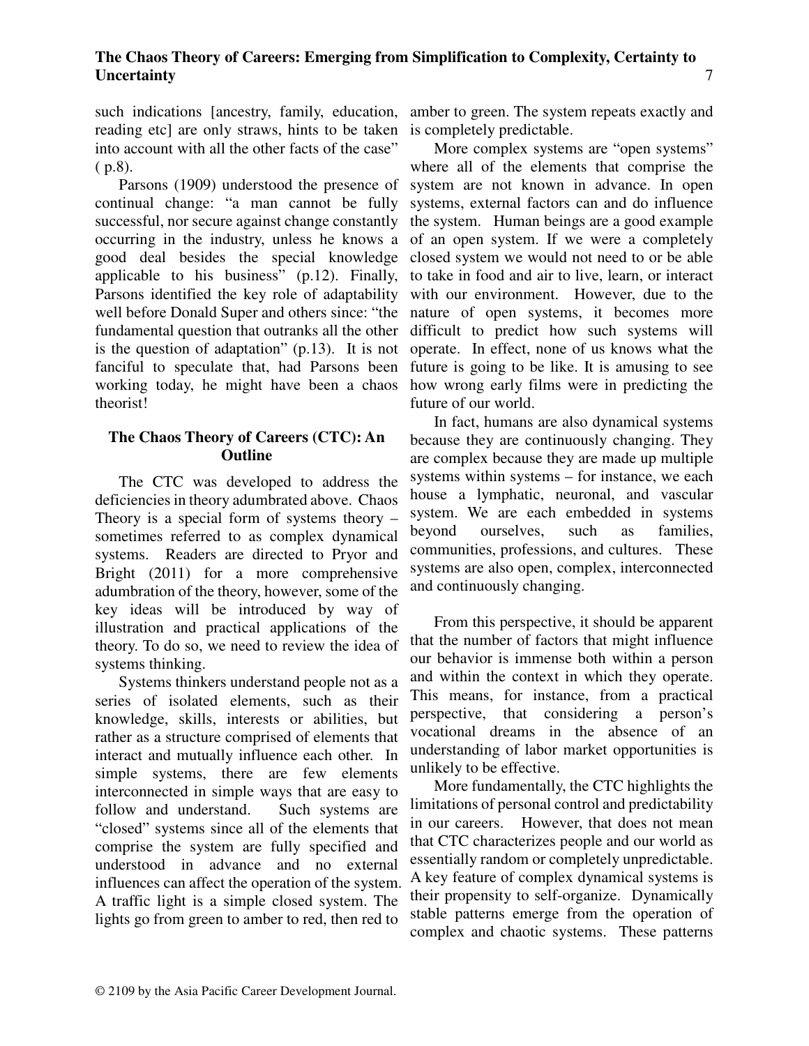such indications [ancestry, family, education, reading etc] are only straws, hints to be taken into account with all the other facts of the case" ( p.8).

Parsons (1909) understood the presence of continual change: "a man cannot be fully successful, nor secure against change constantly occurring in the industry, unless he knows a good deal besides the special knowledge applicable to his business" (p.12). Finally, Parsons identified the key role of adaptability well before Donald Super and others since: "the fundamental question that outranks all the other is the question of adaptation" (p.13). It is not fanciful to speculate that, had Parsons been working today, he might have been a chaos theorist!

## The Chaos Theory of Careers (CTC): An Outline

The CTC was developed to address the deficiencies in theory adumbrated above. Chaos Theory is a special form of systems theory – sometimes referred to as complex dynamical systems. Readers are directed to Pryor and Bright (2011) for a more comprehensive adumbration of the theory, however, some of the key ideas will be introduced by way of illustration and practical applications of the theory. To do so, we need to review the idea of systems thinking.

Systems thinkers understand people not as a series of isolated elements, such as their knowledge, skills, interests or abilities, but rather as a structure comprised of elements that interact and mutually influence each other. In simple systems, there are few elements interconnected in simple ways that are easy to follow and understand. Such systems are "closed" systems since all of the elements that comprise the system are fully specified and understood in advance and no external influences can affect the operation of the system. A traffic light is a simple closed system. The lights go from green to amber to red, then red to amber to green. The system repeats exactly and is completely predictable.

More complex systems are "open systems" where all of the elements that comprise the system are not known in advance. In open systems, external factors can and do influence the system. Human beings are a good example of an open system. If we were a completely closed system we would not need to or be able to take in food and air to live, learn, or interact with our environment. However, due to the nature of open systems, it becomes more difficult to predict how such systems will operate. In effect, none of us knows what the future is going to be like. It is amusing to see how wrong early films were in predicting the future of our world.

In fact, humans are also dynamical systems because they are continuously changing. They are complex because they are made up multiple systems within systems – for instance, we each house a lymphatic, neuronal, and vascular system. We are each embedded in systems beyond ourselves, such as families, communities, professions, and cultures. These systems are also open, complex, interconnected and continuously changing.

From this perspective, it should be apparent that the number of factors that might influence our behavior is immense both within a person and within the context in which they operate. This means, for instance, from a practical perspective, that considering a person's vocational dreams in the absence of an understanding of labor market opportunities is unlikely to be effective.

More fundamentally, the CTC highlights the limitations of personal control and predictability in our careers. However, that does not mean that CTC characterizes people and our world as essentially random or completely unpredictable. A key feature of complex dynamical systems is their propensity to self-organize. Dynamically stable patterns emerge from the operation of complex and chaotic systems. These patterns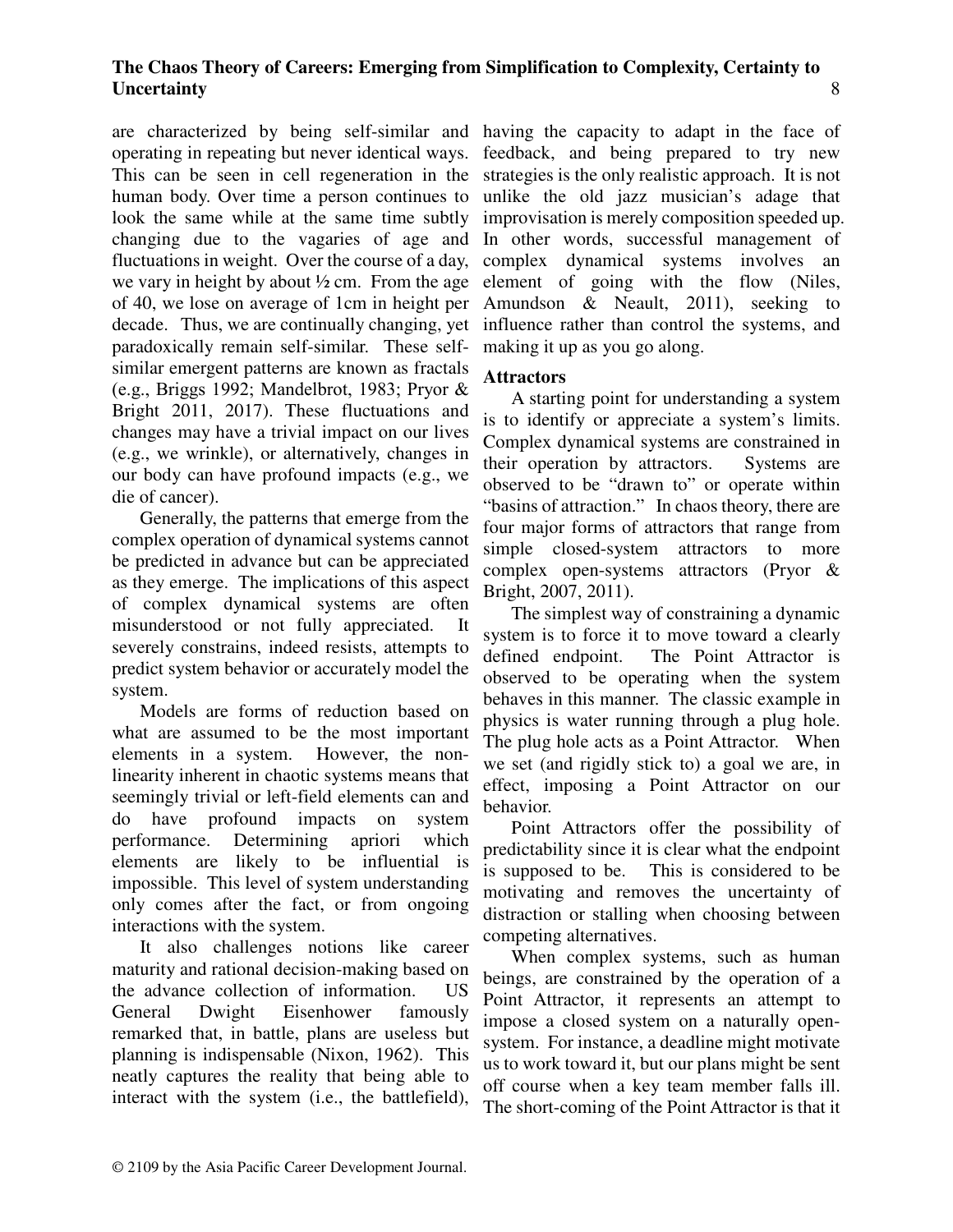are characterized by being self-similar and operating in repeating but never identical ways. This can be seen in cell regeneration in the human body. Over time a person continues to look the same while at the same time subtly changing due to the vagaries of age and fluctuations in weight. Over the course of a day, we vary in height by about ½ cm. From the age of 40, we lose on average of 1cm in height per decade. Thus, we are continually changing, yet paradoxically remain self-similar. These self-similar emergent patterns are known as fractals (e.g., Briggs 1992; Mandelbrot, 1983; Pryor & Bright 2011, 2017). These fluctuations and changes may have a trivial impact on our lives (e.g., we wrinkle), or alternatively, changes in our body can have profound impacts (e.g., we die of cancer).

Generally, the patterns that emerge from the complex operation of dynamical systems cannot be predicted in advance but can be appreciated as they emerge. The implications of this aspect of complex dynamical systems are often misunderstood or not fully appreciated. It severely constrains, indeed resists, attempts to predict system behavior or accurately model the system.

Models are forms of reduction based on what are assumed to be the most important elements in a system. However, the non-linearity inherent in chaotic systems means that seemingly trivial or left-field elements can and do have profound impacts on system performance. Determining apriori which elements are likely to be influential is impossible. This level of system understanding only comes after the fact, or from ongoing interactions with the system.

It also challenges notions like career maturity and rational decision-making based on the advance collection of information. US General Dwight Eisenhower famously remarked that, in battle, plans are useless but planning is indispensable (Nixon, 1962). This neatly captures the reality that being able to interact with the system (i.e., the battlefield), having the capacity to adapt in the face of feedback, and being prepared to try new strategies is the only realistic approach. It is not unlike the old jazz musician's adage that improvisation is merely composition speeded up. In other words, successful management of complex dynamical systems involves an element of going with the flow (Niles, Amundson & Neault, 2011), seeking to influence rather than control the systems, and making it up as you go along.

### Attractors

A starting point for understanding a system is to identify or appreciate a system's limits. Complex dynamical systems are constrained in their operation by attractors. Systems are observed to be "drawn to" or operate within "basins of attraction." In chaos theory, there are four major forms of attractors that range from simple closed-system attractors to more complex open-systems attractors (Pryor & Bright, 2007, 2011).

The simplest way of constraining a dynamic system is to force it to move toward a clearly defined endpoint. The Point Attractor is observed to be operating when the system behaves in this manner. The classic example in physics is water running through a plug hole. The plug hole acts as a Point Attractor. When we set (and rigidly stick to) a goal we are, in effect, imposing a Point Attractor on our behavior.

Point Attractors offer the possibility of predictability since it is clear what the endpoint is supposed to be. This is considered to be motivating and removes the uncertainty of distraction or stalling when choosing between competing alternatives.

When complex systems, such as human beings, are constrained by the operation of a Point Attractor, it represents an attempt to impose a closed system on a naturally open-system. For instance, a deadline might motivate us to work toward it, but our plans might be sent off course when a key team member falls ill. The short-coming of the Point Attractor is that it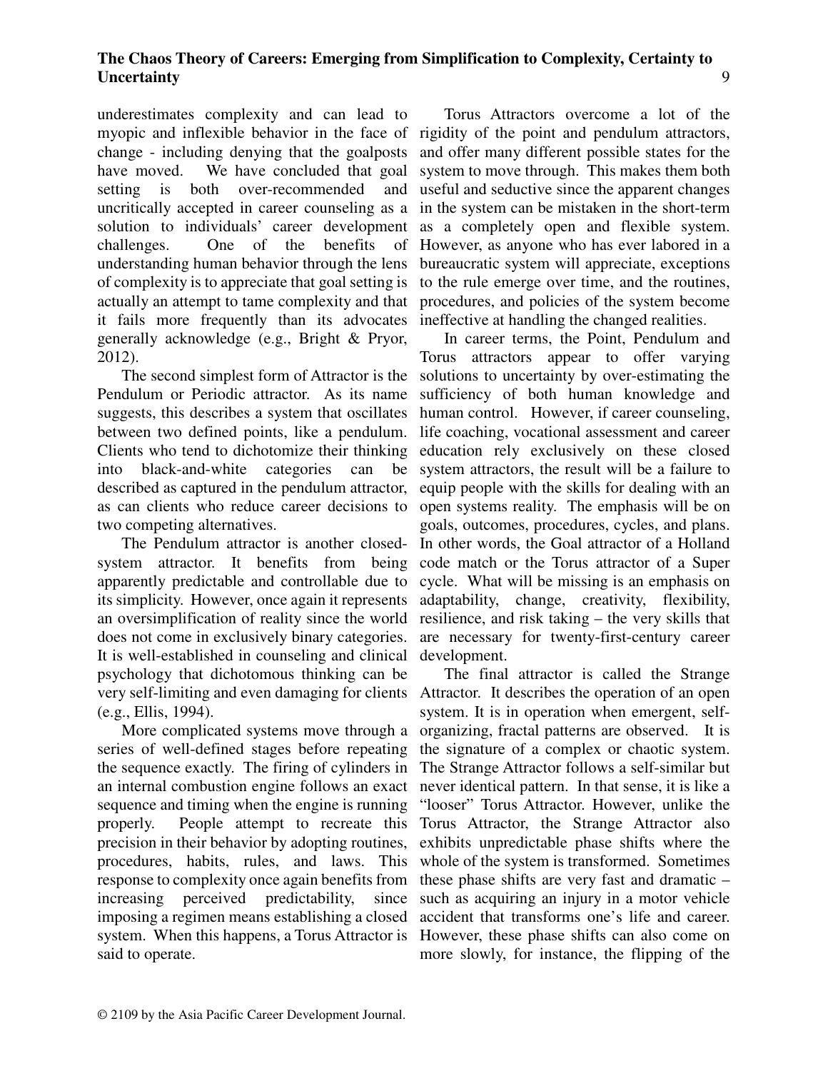underestimates complexity and can lead to myopic and inflexible behavior in the face of change - including denying that the goalposts have moved. We have concluded that goal setting is both over-recommended and uncritically accepted in career counseling as a solution to individuals' career development challenges. One of the benefits of understanding human behavior through the lens of complexity is to appreciate that goal setting is actually an attempt to tame complexity and that it fails more frequently than its advocates generally acknowledge (e.g., Bright & Pryor, 2012).

The second simplest form of Attractor is the Pendulum or Periodic attractor. As its name suggests, this describes a system that oscillates between two defined points, like a pendulum. Clients who tend to dichotomize their thinking into black-and-white categories can be described as captured in the pendulum attractor, as can clients who reduce career decisions to two competing alternatives.

The Pendulum attractor is another closed-system attractor. It benefits from being apparently predictable and controllable due to its simplicity. However, once again it represents an oversimplification of reality since the world does not come in exclusively binary categories. It is well-established in counseling and clinical psychology that dichotomous thinking can be very self-limiting and even damaging for clients (e.g., Ellis, 1994).

More complicated systems move through a series of well-defined stages before repeating the sequence exactly. The firing of cylinders in an internal combustion engine follows an exact sequence and timing when the engine is running properly. People attempt to recreate this precision in their behavior by adopting routines, procedures, habits, rules, and laws. This response to complexity once again benefits from increasing perceived predictability, since imposing a regimen means establishing a closed system. When this happens, a Torus Attractor is said to operate.

Torus Attractors overcome a lot of the rigidity of the point and pendulum attractors, and offer many different possible states for the system to move through. This makes them both useful and seductive since the apparent changes in the system can be mistaken in the short-term as a completely open and flexible system. However, as anyone who has ever labored in a bureaucratic system will appreciate, exceptions to the rule emerge over time, and the routines, procedures, and policies of the system become ineffective at handling the changed realities.

In career terms, the Point, Pendulum and Torus attractors appear to offer varying solutions to uncertainty by over-estimating the sufficiency of both human knowledge and human control. However, if career counseling, life coaching, vocational assessment and career education rely exclusively on these closed system attractors, the result will be a failure to equip people with the skills for dealing with an open systems reality. The emphasis will be on goals, outcomes, procedures, cycles, and plans. In other words, the Goal attractor of a Holland code match or the Torus attractor of a Super cycle. What will be missing is an emphasis on adaptability, change, creativity, flexibility, resilience, and risk taking – the very skills that are necessary for twenty-first-century career development.

The final attractor is called the Strange Attractor. It describes the operation of an open system. It is in operation when emergent, self-organizing, fractal patterns are observed. It is the signature of a complex or chaotic system. The Strange Attractor follows a self-similar but never identical pattern. In that sense, it is like a "looser" Torus Attractor. However, unlike the Torus Attractor, the Strange Attractor also exhibits unpredictable phase shifts where the whole of the system is transformed. Sometimes these phase shifts are very fast and dramatic – such as acquiring an injury in a motor vehicle accident that transforms one's life and career. However, these phase shifts can also come on more slowly, for instance, the flipping of the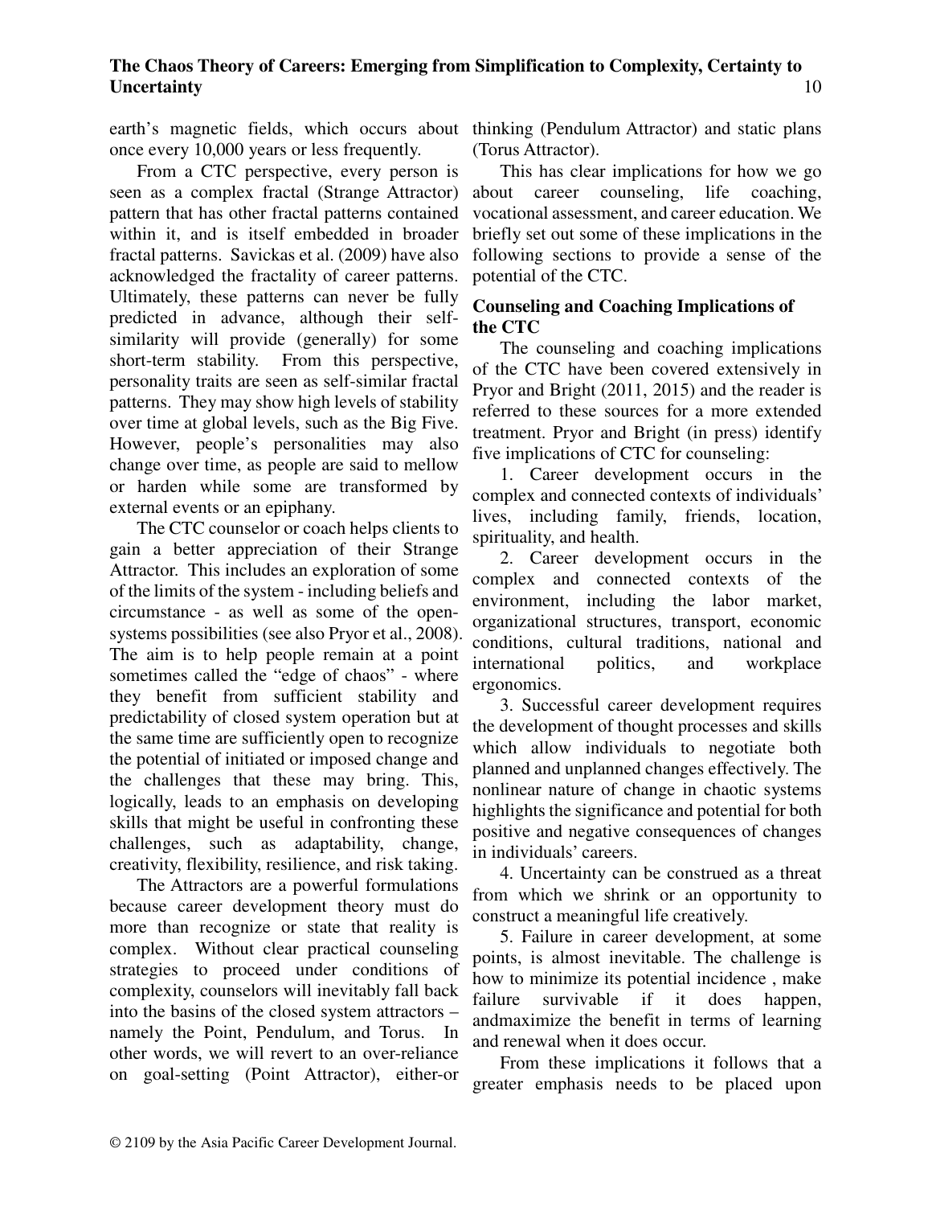earth's magnetic fields, which occurs about once every 10,000 years or less frequently.

From a CTC perspective, every person is seen as a complex fractal (Strange Attractor) pattern that has other fractal patterns contained within it, and is itself embedded in broader fractal patterns. Savickas et al. (2009) have also acknowledged the fractality of career patterns. Ultimately, these patterns can never be fully predicted in advance, although their self-similarity will provide (generally) for some short-term stability. From this perspective, personality traits are seen as self-similar fractal patterns. They may show high levels of stability over time at global levels, such as the Big Five. However, people's personalities may also change over time, as people are said to mellow or harden while some are transformed by external events or an epiphany.

The CTC counselor or coach helps clients to gain a better appreciation of their Strange Attractor. This includes an exploration of some of the limits of the system - including beliefs and circumstance - as well as some of the open-systems possibilities (see also Pryor et al., 2008). The aim is to help people remain at a point sometimes called the "edge of chaos" - where they benefit from sufficient stability and predictability of closed system operation but at the same time are sufficiently open to recognize the potential of initiated or imposed change and the challenges that these may bring. This, logically, leads to an emphasis on developing skills that might be useful in confronting these challenges, such as adaptability, change, creativity, flexibility, resilience, and risk taking.

The Attractors are a powerful formulations because career development theory must do more than recognize or state that reality is complex. Without clear practical counseling strategies to proceed under conditions of complexity, counselors will inevitably fall back into the basins of the closed system attractors – namely the Point, Pendulum, and Torus. In other words, we will revert to an over-reliance on goal-setting (Point Attractor), either-or thinking (Pendulum Attractor) and static plans (Torus Attractor).

This has clear implications for how we go about career counseling, life coaching, vocational assessment, and career education. We briefly set out some of these implications in the following sections to provide a sense of the potential of the CTC.

## Counseling and Coaching Implications of the CTC

The counseling and coaching implications of the CTC have been covered extensively in Pryor and Bright (2011, 2015) and the reader is referred to these sources for a more extended treatment. Pryor and Bright (in press) identify five implications of CTC for counseling:

1. Career development occurs in the complex and connected contexts of individuals' lives, including family, friends, location, spirituality, and health.
2. Career development occurs in the complex and connected contexts of the environment, including the labor market, organizational structures, transport, economic conditions, cultural traditions, national and international politics, and workplace ergonomics.
3. Successful career development requires the development of thought processes and skills which allow individuals to negotiate both planned and unplanned changes effectively. The nonlinear nature of change in chaotic systems highlights the significance and potential for both positive and negative consequences of changes in individuals' careers.
4. Uncertainty can be construed as a threat from which we shrink or an opportunity to construct a meaningful life creatively.
5. Failure in career development, at some points, is almost inevitable. The challenge is how to minimize its potential incidence , make failure survivable if it does happen, andmaximize the benefit in terms of learning and renewal when it does occur.

From these implications it follows that a greater emphasis needs to be placed upon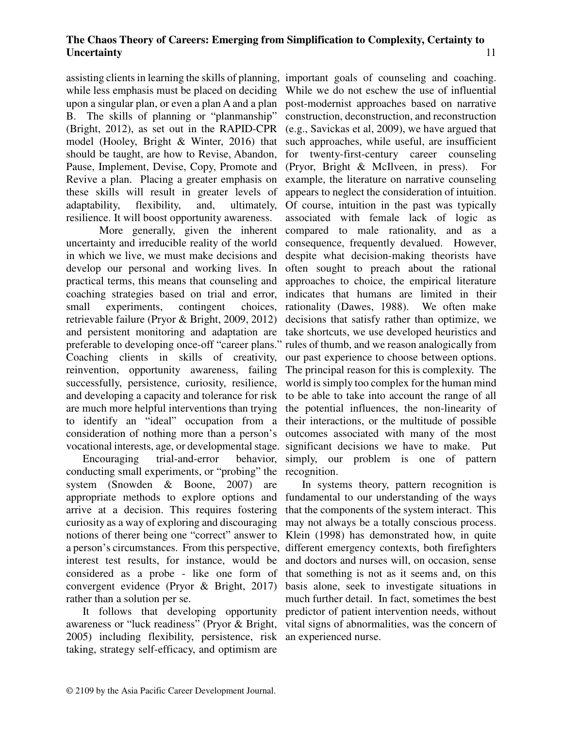assisting clients in learning the skills of planning, while less emphasis must be placed on deciding upon a singular plan, or even a plan A and a plan B. The skills of planning or "planmanship" (Bright, 2012), as set out in the RAPID-CPR model (Hooley, Bright & Winter, 2016) that should be taught, are how to Revise, Abandon, Pause, Implement, Devise, Copy, Promote and Revive a plan. Placing a greater emphasis on these skills will result in greater levels of adaptability, flexibility, and, ultimately, resilience. It will boost opportunity awareness.

More generally, given the inherent uncertainty and irreducible reality of the world in which we live, we must make decisions and develop our personal and working lives. In practical terms, this means that counseling and coaching strategies based on trial and error, small experiments, contingent choices, retrievable failure (Pryor & Bright, 2009, 2012) and persistent monitoring and adaptation are preferable to developing once-off "career plans." Coaching clients in skills of creativity, reinvention, opportunity awareness, failing successfully, persistence, curiosity, resilience, and developing a capacity and tolerance for risk are much more helpful interventions than trying to identify an "ideal" occupation from a consideration of nothing more than a person's vocational interests, age, or developmental stage.

Encouraging trial-and-error behavior, conducting small experiments, or "probing" the system (Snowden & Boone, 2007) are appropriate methods to explore options and arrive at a decision. This requires fostering curiosity as a way of exploring and discouraging notions of therer being one "correct" answer to a person's circumstances. From this perspective, interest test results, for instance, would be considered as a probe - like one form of convergent evidence (Pryor & Bright, 2017) rather than a solution per se.

It follows that developing opportunity awareness or "luck readiness" (Pryor & Bright, 2005) including flexibility, persistence, risk taking, strategy self-efficacy, and optimism are important goals of counseling and coaching. While we do not eschew the use of influential post-modernist approaches based on narrative construction, deconstruction, and reconstruction (e.g., Savickas et al, 2009), we have argued that such approaches, while useful, are insufficient for twenty-first-century career counseling (Pryor, Bright & McIlveen, in press). For example, the literature on narrative counseling appears to neglect the consideration of intuition. Of course, intuition in the past was typically associated with female lack of logic as compared to male rationality, and as a consequence, frequently devalued. However, despite what decision-making theorists have often sought to preach about the rational approaches to choice, the empirical literature indicates that humans are limited in their rationality (Dawes, 1988). We often make decisions that satisfy rather than optimize, we take shortcuts, we use developed heuristics and rules of thumb, and we reason analogically from our past experience to choose between options. The principal reason for this is complexity. The world is simply too complex for the human mind to be able to take into account the range of all the potential influences, the non-linearity of their interactions, or the multitude of possible outcomes associated with many of the most significant decisions we have to make. Put simply, our problem is one of pattern recognition.

In systems theory, pattern recognition is fundamental to our understanding of the ways that the components of the system interact. This may not always be a totally conscious process. Klein (1998) has demonstrated how, in quite different emergency contexts, both firefighters and doctors and nurses will, on occasion, sense that something is not as it seems and, on this basis alone, seek to investigate situations in much further detail. In fact, sometimes the best predictor of patient intervention needs, without vital signs of abnormalities, was the concern of an experienced nurse.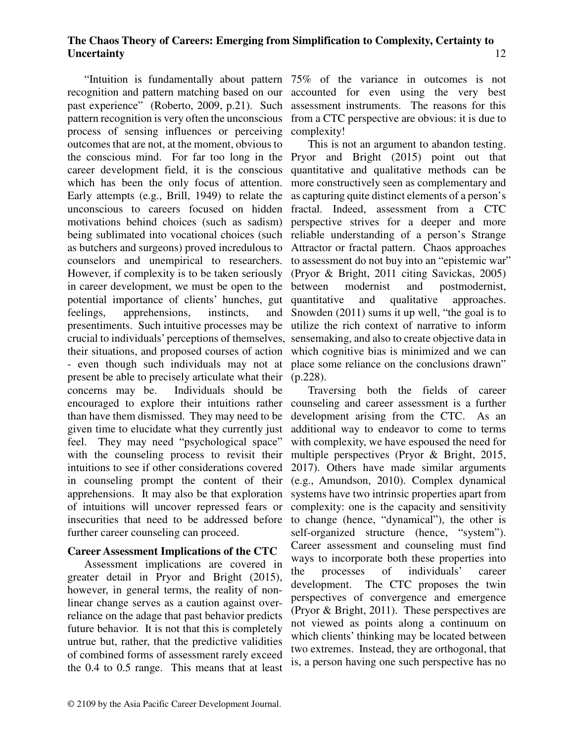"Intuition is fundamentally about pattern recognition and pattern matching based on our past experience" (Roberto, 2009, p.21). Such pattern recognition is very often the unconscious process of sensing influences or perceiving outcomes that are not, at the moment, obvious to the conscious mind. For far too long in the career development field, it is the conscious which has been the only focus of attention. Early attempts (e.g., Brill, 1949) to relate the unconscious to careers focused on hidden motivations behind choices (such as sadism) being sublimated into vocational choices (such as butchers and surgeons) proved incredulous to counselors and unempirical to researchers. However, if complexity is to be taken seriously in career development, we must be open to the potential importance of clients' hunches, gut feelings, apprehensions, instincts, and presentiments. Such intuitive processes may be crucial to individuals' perceptions of themselves, their situations, and proposed courses of action - even though such individuals may not at present be able to precisely articulate what their concerns may be. Individuals should be encouraged to explore their intuitions rather than have them dismissed. They may need to be given time to elucidate what they currently just feel. They may need "psychological space" with the counseling process to revisit their intuitions to see if other considerations covered in counseling prompt the content of their apprehensions. It may also be that exploration of intuitions will uncover repressed fears or insecurities that need to be addressed before further career counseling can proceed.

## Career Assessment Implications of the CTC

Assessment implications are covered in greater detail in Pryor and Bright (2015), however, in general terms, the reality of non-linear change serves as a caution against over-reliance on the adage that past behavior predicts future behavior. It is not that this is completely untrue but, rather, that the predictive validities of combined forms of assessment rarely exceed the 0.4 to 0.5 range. This means that at least 75% of the variance in outcomes is not accounted for even using the very best assessment instruments. The reasons for this from a CTC perspective are obvious: it is due to complexity!

This is not an argument to abandon testing. Pryor and Bright (2015) point out that quantitative and qualitative methods can be more constructively seen as complementary and as capturing quite distinct elements of a person's fractal. Indeed, assessment from a CTC perspective strives for a deeper and more reliable understanding of a person's Strange Attractor or fractal pattern. Chaos approaches to assessment do not buy into an "epistemic war" (Pryor & Bright, 2011 citing Savickas, 2005) between modernist and postmodernist, quantitative and qualitative approaches. Snowden (2011) sums it up well, "the goal is to utilize the rich context of narrative to inform sensemaking, and also to create objective data in which cognitive bias is minimized and we can place some reliance on the conclusions drawn" (p.228).

Traversing both the fields of career counseling and career assessment is a further development arising from the CTC. As an additional way to endeavor to come to terms with complexity, we have espoused the need for multiple perspectives (Pryor & Bright, 2015, 2017). Others have made similar arguments (e.g., Amundson, 2010). Complex dynamical systems have two intrinsic properties apart from complexity: one is the capacity and sensitivity to change (hence, "dynamical"), the other is self-organized structure (hence, "system"). Career assessment and counseling must find ways to incorporate both these properties into the processes of individuals' career development. The CTC proposes the twin perspectives of convergence and emergence (Pryor & Bright, 2011). These perspectives are not viewed as points along a continuum on which clients' thinking may be located between two extremes. Instead, they are orthogonal, that is, a person having one such perspective has no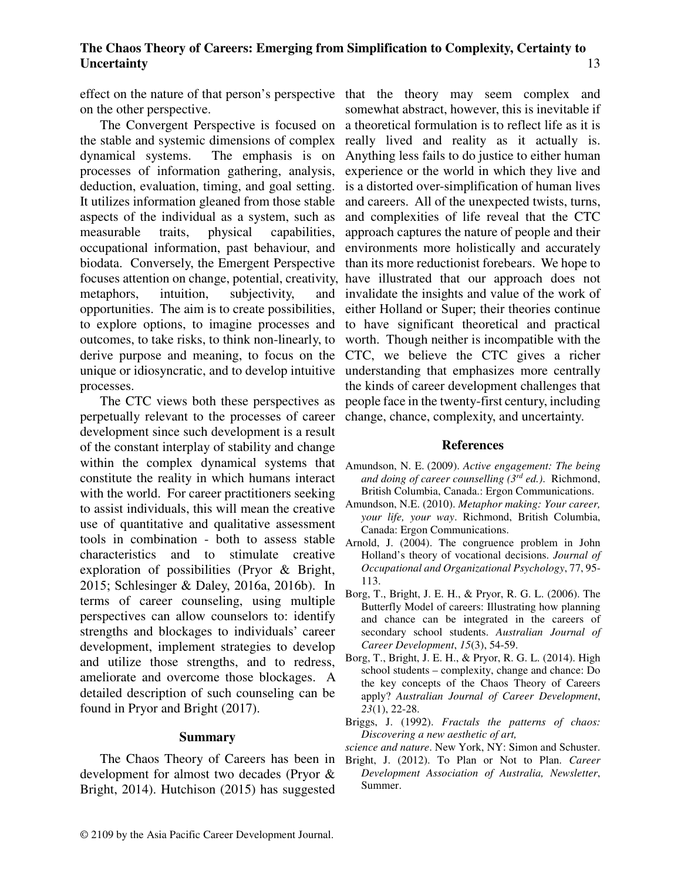effect on the nature of that person's perspective on the other perspective.

The Convergent Perspective is focused on the stable and systemic dimensions of complex dynamical systems. The emphasis is on processes of information gathering, analysis, deduction, evaluation, timing, and goal setting. It utilizes information gleaned from those stable aspects of the individual as a system, such as measurable traits, physical capabilities, occupational information, past behaviour, and biodata. Conversely, the Emergent Perspective focuses attention on change, potential, creativity, metaphors, intuition, subjectivity, and opportunities. The aim is to create possibilities, to explore options, to imagine processes and outcomes, to take risks, to think non-linearly, to derive purpose and meaning, to focus on the unique or idiosyncratic, and to develop intuitive processes.

The CTC views both these perspectives as perpetually relevant to the processes of career development since such development is a result of the constant interplay of stability and change within the complex dynamical systems that constitute the reality in which humans interact with the world. For career practitioners seeking to assist individuals, this will mean the creative use of quantitative and qualitative assessment tools in combination - both to assess stable characteristics and to stimulate creative exploration of possibilities (Pryor & Bright, 2015; Schlesinger & Daley, 2016a, 2016b). In terms of career counseling, using multiple perspectives can allow counselors to: identify strengths and blockages to individuals' career development, implement strategies to develop and utilize those strengths, and to redress, ameliorate and overcome those blockages. A detailed description of such counseling can be found in Pryor and Bright (2017).

## Summary

The Chaos Theory of Careers has been in development for almost two decades (Pryor & Bright, 2014). Hutchison (2015) has suggested that the theory may seem complex and somewhat abstract, however, this is inevitable if a theoretical formulation is to reflect life as it is really lived and reality as it actually is. Anything less fails to do justice to either human experience or the world in which they live and is a distorted over-simplification of human lives and careers. All of the unexpected twists, turns, and complexities of life reveal that the CTC approach captures the nature of people and their environments more holistically and accurately than its more reductionist forebears. We hope to have illustrated that our approach does not invalidate the insights and value of the work of either Holland or Super; their theories continue to have significant theoretical and practical worth. Though neither is incompatible with the CTC, we believe the CTC gives a richer understanding that emphasizes more centrally the kinds of career development challenges that people face in the twenty-first century, including change, chance, complexity, and uncertainty.

## References

Amundson, N. E. (2009). *Active engagement: The being and doing of career counselling (3rd ed.).* Richmond, British Columbia, Canada.: Ergon Communications.

Amundson, N.E. (2010). *Metaphor making: Your career, your life, your way*. Richmond, British Columbia, Canada: Ergon Communications.

Arnold, J. (2004). The congruence problem in John Holland's theory of vocational decisions. *Journal of Occupational and Organizational Psychology*, 77, 95-113.

Borg, T., Bright, J. E. H., & Pryor, R. G. L. (2006). The Butterfly Model of careers: Illustrating how planning and chance can be integrated in the careers of secondary school students. *Australian Journal of Career Development*, *15*(3), 54-59.

Borg, T., Bright, J. E. H., & Pryor, R. G. L. (2014). High school students – complexity, change and chance: Do the key concepts of the Chaos Theory of Careers apply? *Australian Journal of Career Development*, *23*(1), 22-28.

Briggs, J. (1992). *Fractals the patterns of chaos: Discovering a new aesthetic of art, science and nature*. New York, NY: Simon and Schuster.

Bright, J. (2012). To Plan or Not to Plan. *Career Development Association of Australia, Newsletter*, Summer.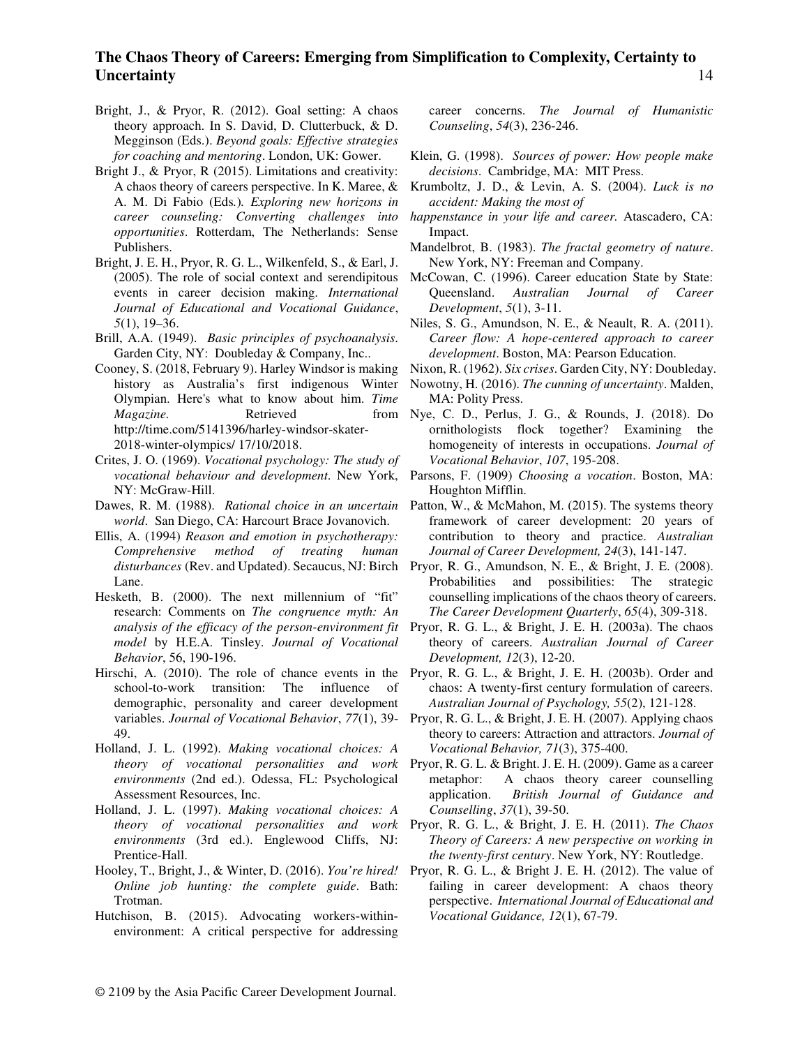Bright, J., & Pryor, R. (2012). Goal setting: A chaos theory approach. In S. David, D. Clutterbuck, & D. Megginson (Eds.). *Beyond goals: Effective strategies for coaching and mentoring*. London, UK: Gower.

Bright J., & Pryor, R (2015). Limitations and creativity: A chaos theory of careers perspective. In K. Maree, & A. M. Di Fabio (Eds*.*)*. Exploring new horizons in career counseling: Converting challenges into opportunities*. Rotterdam, The Netherlands: Sense Publishers.

Bright, J. E. H., Pryor, R. G. L., Wilkenfeld, S., & Earl, J. (2005). The role of social context and serendipitous events in career decision making. *International Journal of Educational and Vocational Guidance*, *5*(1), 19–36.

Brill, A.A. (1949). *Basic principles of psychoanalysis*. Garden City, NY: Doubleday & Company, Inc..

Cooney, S. (2018, February 9). Harley Windsor is making history as Australia's first indigenous Winter Olympian. Here's what to know about him. *Time Magazine.* Retrieved from http://time.com/5141396/harley-windsor-skater-2018-winter-olympics/ 17/10/2018.

Crites, J. O. (1969). *Vocational psychology: The study of vocational behaviour and development*. New York, NY: McGraw-Hill.

Dawes, R. M. (1988). *Rational choice in an uncertain world*. San Diego, CA: Harcourt Brace Jovanovich.

Ellis, A. (1994) *Reason and emotion in psychotherapy: Comprehensive method of treating human disturbances* (Rev. and Updated). Secaucus, NJ: Birch Lane.

Hesketh, B. (2000). The next millennium of "fit" research: Comments on *The congruence myth: An analysis of the efficacy of the person-environment fit model* by H.E.A. Tinsley. *Journal of Vocational Behavior*, 56, 190-196.

Hirschi, A. (2010). The role of chance events in the school-to-work transition: The influence of demographic, personality and career development variables. *Journal of Vocational Behavior*, *77*(1), 39-49.

Holland, J. L. (1992). *Making vocational choices: A theory of vocational personalities and work environments* (2nd ed.). Odessa, FL: Psychological Assessment Resources, Inc.

Holland, J. L. (1997). *Making vocational choices: A theory of vocational personalities and work environments* (3rd ed.). Englewood Cliffs, NJ: Prentice-Hall.

Hooley, T., Bright, J., & Winter, D. (2016). *You're hired! Online job hunting: the complete guide*. Bath: Trotman.

Hutchison, B. (2015). Advocating workers-within-environment: A critical perspective for addressing career concerns. *The Journal of Humanistic Counseling*, *54*(3), 236-246.

Klein, G. (1998). *Sources of power: How people make decisions*. Cambridge, MA: MIT Press.

Krumboltz, J. D., & Levin, A. S. (2004). *Luck is no accident: Making the most of happenstance in your life and career.* Atascadero, CA: Impact.

Mandelbrot, B. (1983). *The fractal geometry of nature*. New York, NY: Freeman and Company.

McCowan, C. (1996). Career education State by State: Queensland. *Australian Journal of Career Development*, *5*(1), 3-11.

Niles, S. G., Amundson, N. E., & Neault, R. A. (2011). *Career flow: A hope-centered approach to career development*. Boston, MA: Pearson Education.

Nixon, R. (1962). *Six crises*. Garden City, NY: Doubleday.

Nowotny, H. (2016). *The cunning of uncertainty*. Malden, MA: Polity Press.

Nye, C. D., Perlus, J. G., & Rounds, J. (2018). Do ornithologists flock together? Examining the homogeneity of interests in occupations. *Journal of Vocational Behavior*, *107*, 195-208.

Parsons, F. (1909) *Choosing a vocation*. Boston, MA: Houghton Mifflin.

Patton, W., & McMahon, M. (2015). The systems theory framework of career development: 20 years of contribution to theory and practice. *Australian Journal of Career Development, 24*(3), 141-147.

Pryor, R. G., Amundson, N. E., & Bright, J. E. (2008). Probabilities and possibilities: The strategic counselling implications of the chaos theory of careers. *The Career Development Quarterly*, *65*(4), 309-318.

Pryor, R. G. L., & Bright, J. E. H. (2003a). The chaos theory of careers. *Australian Journal of Career Development, 12*(3), 12-20.

Pryor, R. G. L., & Bright, J. E. H. (2003b). Order and chaos: A twenty-first century formulation of careers. *Australian Journal of Psychology, 55*(2), 121-128.

Pryor, R. G. L., & Bright, J. E. H. (2007). Applying chaos theory to careers: Attraction and attractors. *Journal of Vocational Behavior, 71*(3), 375-400.

Pryor, R. G. L. & Bright. J. E. H. (2009). Game as a career metaphor: A chaos theory career counselling application. *British Journal of Guidance and Counselling*, *37*(1), 39-50.

Pryor, R. G. L., & Bright, J. E. H. (2011). *The Chaos Theory of Careers: A new perspective on working in the twenty-first century*. New York, NY: Routledge.

Pryor, R. G. L., & Bright J. E. H. (2012). The value of failing in career development: A chaos theory perspective. *International Journal of Educational and Vocational Guidance, 12*(1), 67-79.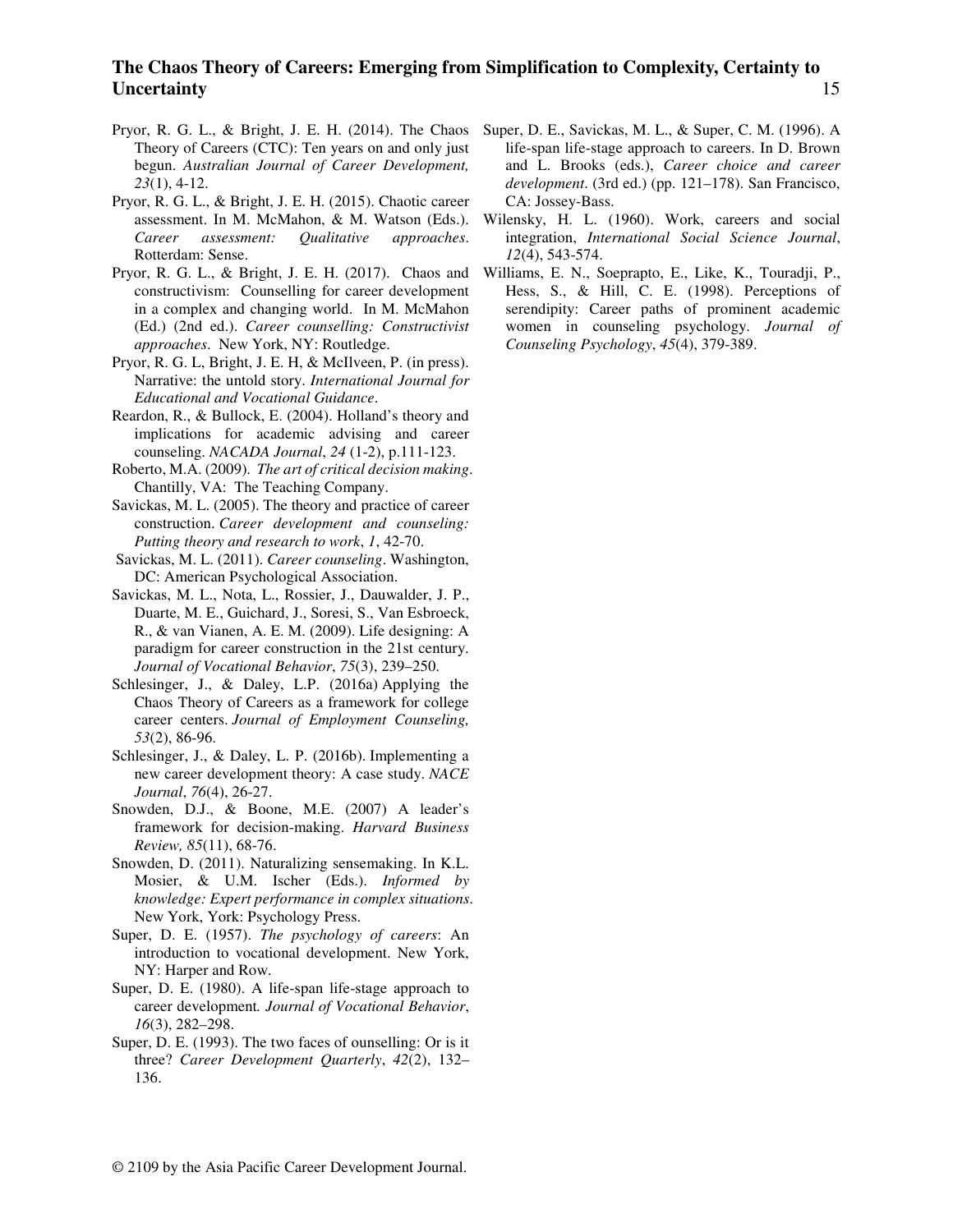Pryor, R. G. L., & Bright, J. E. H. (2014). The Chaos Theory of Careers (CTC): Ten years on and only just begun. *Australian Journal of Career Development, 23*(1), 4-12.

Pryor, R. G. L., & Bright, J. E. H. (2015). Chaotic career assessment. In M. McMahon, & M. Watson (Eds.). *Career assessment: Qualitative approaches*. Rotterdam: Sense.

Pryor, R. G. L., & Bright, J. E. H. (2017). Chaos and constructivism: Counselling for career development in a complex and changing world. In M. McMahon (Ed.) (2nd ed.). *Career counselling: Constructivist approaches*. New York, NY: Routledge.

Pryor, R. G. L, Bright, J. E. H, & McIlveen, P. (in press). Narrative: the untold story. *International Journal for Educational and Vocational Guidance*.

Reardon, R., & Bullock, E. (2004). Holland's theory and implications for academic advising and career counseling. *NACADA Journal*, *24* (1-2), p.111-123.

Roberto, M.A. (2009). *The art of critical decision making*. Chantilly, VA: The Teaching Company.

Savickas, M. L. (2005). The theory and practice of career construction. *Career development and counseling: Putting theory and research to work*, *1*, 42-70.

Savickas, M. L. (2011). *Career counseling*. Washington, DC: American Psychological Association.

Savickas, M. L., Nota, L., Rossier, J., Dauwalder, J. P., Duarte, M. E., Guichard, J., Soresi, S., Van Esbroeck, R., & van Vianen, A. E. M. (2009). Life designing: A paradigm for career construction in the 21st century. *Journal of Vocational Behavior*, *75*(3), 239–250.

Schlesinger, J., & Daley, L.P. (2016a) Applying the Chaos Theory of Careers as a framework for college career centers. *Journal of Employment Counseling, 53*(2), 86-96.

Schlesinger, J., & Daley, L. P. (2016b). Implementing a new career development theory: A case study. *NACE Journal*, *76*(4), 26-27.

Snowden, D.J., & Boone, M.E. (2007) A leader's framework for decision-making. *Harvard Business Review, 85*(11), 68-76.

Snowden, D. (2011). Naturalizing sensemaking. In K.L. Mosier, & U.M. Ischer (Eds.). *Informed by knowledge: Expert performance in complex situations*. New York, York: Psychology Press.

Super, D. E. (1957). *The psychology of careers*: An introduction to vocational development. New York, NY: Harper and Row.

Super, D. E. (1980). A life-span life-stage approach to career development. *Journal of Vocational Behavior*, *16*(3), 282–298.

Super, D. E. (1993). The two faces of ounselling: Or is it three? *Career Development Quarterly*, *42*(2), 132–136.

Super, D. E., Savickas, M. L., & Super, C. M. (1996). A life-span life-stage approach to careers. In D. Brown and L. Brooks (eds.), *Career choice and career development*. (3rd ed.) (pp. 121–178). San Francisco, CA: Jossey-Bass.

Wilensky, H. L. (1960). Work, careers and social integration, *International Social Science Journal*, *12*(4), 543-574.

Williams, E. N., Soeprapto, E., Like, K., Touradji, P., Hess, S., & Hill, C. E. (1998). Perceptions of serendipity: Career paths of prominent academic women in counseling psychology. *Journal of Counseling Psychology*, *45*(4), 379-389.